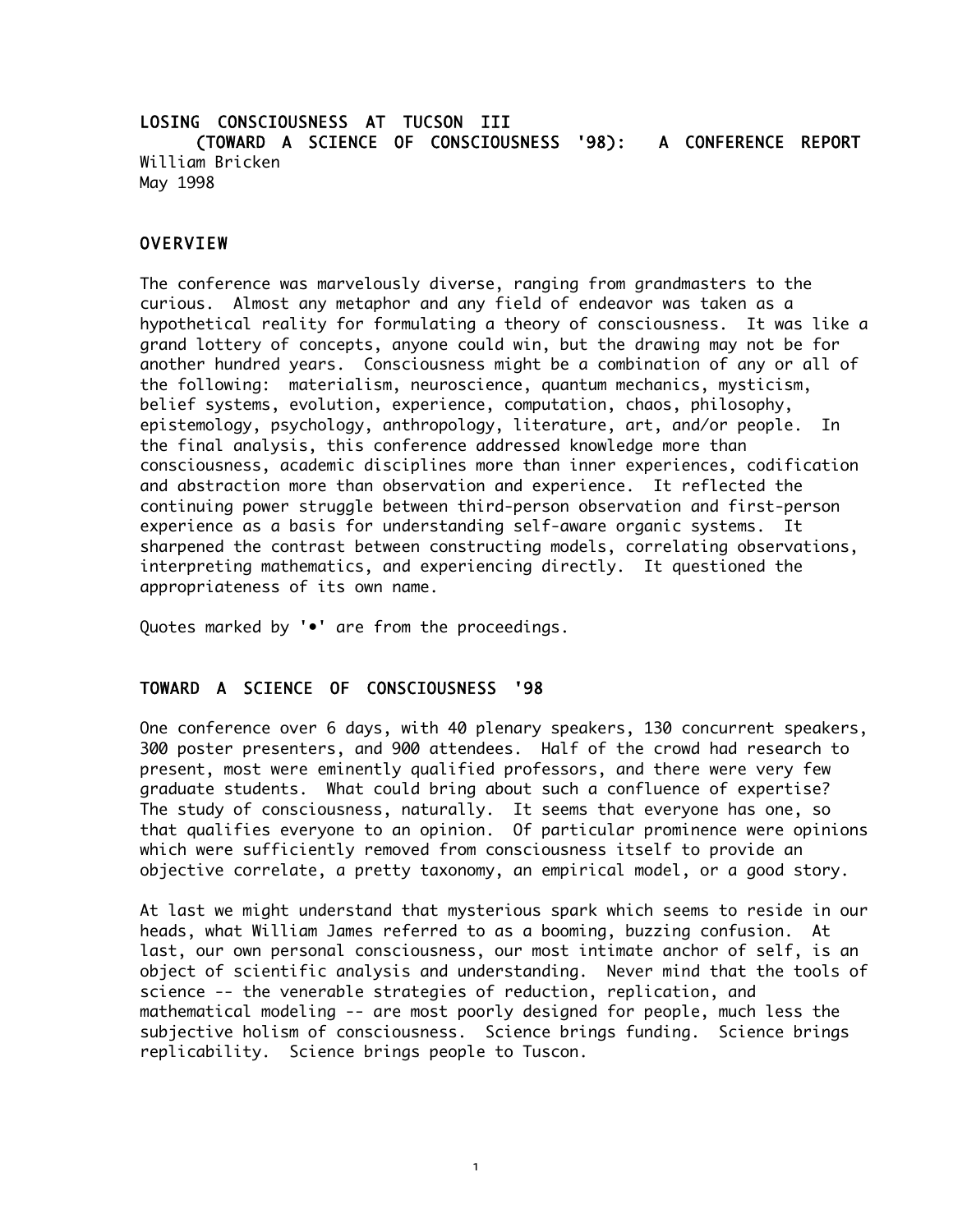# LOSING CONSCIOUSNESS AT TUCSON III (TOWARD A SCIENCE OF CONSCIOUSNESS '98): A CONFERENCE REPORT

William Bricken
May 1998

## OVERVIEW

The conference was marvelously diverse, ranging from grandmasters to the curious. Almost any metaphor and any field of endeavor was taken as a hypothetical reality for formulating a theory of consciousness. It was like a grand lottery of concepts, anyone could win, but the drawing may not be for another hundred years. Consciousness might be a combination of any or all of the following: materialism, neuroscience, quantum mechanics, mysticism, belief systems, evolution, experience, computation, chaos, philosophy, epistemology, psychology, anthropology, literature, art, and/or people. In the final analysis, this conference addressed knowledge more than consciousness, academic disciplines more than inner experiences, codification and abstraction more than observation and experience. It reflected the continuing power struggle between third-person observation and first-person experience as a basis for understanding self-aware organic systems. It sharpened the contrast between constructing models, correlating observations, interpreting mathematics, and experiencing directly. It questioned the appropriateness of its own name.

Quotes marked by '•' are from the proceedings.

## TOWARD A SCIENCE OF CONSCIOUSNESS '98

One conference over 6 days, with 40 plenary speakers, 130 concurrent speakers, 300 poster presenters, and 900 attendees. Half of the crowd had research to present, most were eminently qualified professors, and there were very few graduate students. What could bring about such a confluence of expertise? The study of consciousness, naturally. It seems that everyone has one, so that qualifies everyone to an opinion. Of particular prominence were opinions which were sufficiently removed from consciousness itself to provide an objective correlate, a pretty taxonomy, an empirical model, or a good story.

At last we might understand that mysterious spark which seems to reside in our heads, what William James referred to as a booming, buzzing confusion. At last, our own personal consciousness, our most intimate anchor of self, is an object of scientific analysis and understanding. Never mind that the tools of science -- the venerable strategies of reduction, replication, and mathematical modeling -- are most poorly designed for people, much less the subjective holism of consciousness. Science brings funding. Science brings replicability. Science brings people to Tuscon.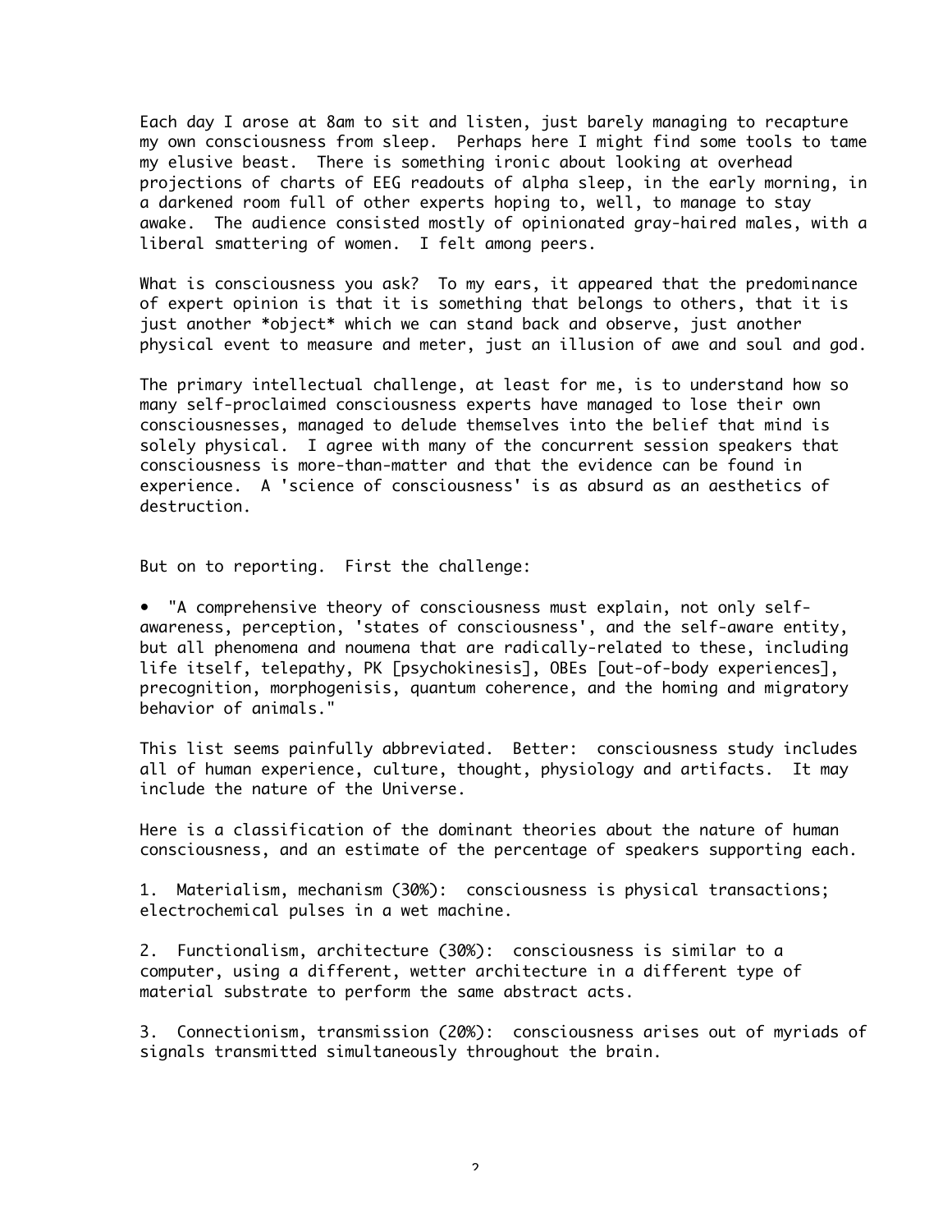Each day I arose at 8am to sit and listen, just barely managing to recapture my own consciousness from sleep. Perhaps here I might find some tools to tame my elusive beast. There is something ironic about looking at overhead projections of charts of EEG readouts of alpha sleep, in the early morning, in a darkened room full of other experts hoping to, well, to manage to stay awake. The audience consisted mostly of opinionated gray-haired males, with a liberal smattering of women. I felt among peers.

What is consciousness you ask? To my ears, it appeared that the predominance of expert opinion is that it is something that belongs to others, that it is just another *object* which we can stand back and observe, just another physical event to measure and meter, just an illusion of awe and soul and god.

The primary intellectual challenge, at least for me, is to understand how so many self-proclaimed consciousness experts have managed to lose their own consciousnesses, managed to delude themselves into the belief that mind is solely physical. I agree with many of the concurrent session speakers that consciousness is more-than-matter and that the evidence can be found in experience. A 'science of consciousness' is as absurd as an aesthetics of destruction.

But on to reporting. First the challenge:

- "A comprehensive theory of consciousness must explain, not only self-awareness, perception, 'states of consciousness', and the self-aware entity, but all phenomena and noumena that are radically-related to these, including life itself, telepathy, PK [psychokinesis], OBEs [out-of-body experiences], precognition, morphogenisis, quantum coherence, and the homing and migratory behavior of animals."

This list seems painfully abbreviated. Better: consciousness study includes all of human experience, culture, thought, physiology and artifacts. It may include the nature of the Universe.

Here is a classification of the dominant theories about the nature of human consciousness, and an estimate of the percentage of speakers supporting each.

1. Materialism, mechanism (30%): consciousness is physical transactions; electrochemical pulses in a wet machine.

2. Functionalism, architecture (30%): consciousness is similar to a computer, using a different, wetter architecture in a different type of material substrate to perform the same abstract acts.

3. Connectionism, transmission (20%): consciousness arises out of myriads of signals transmitted simultaneously throughout the brain.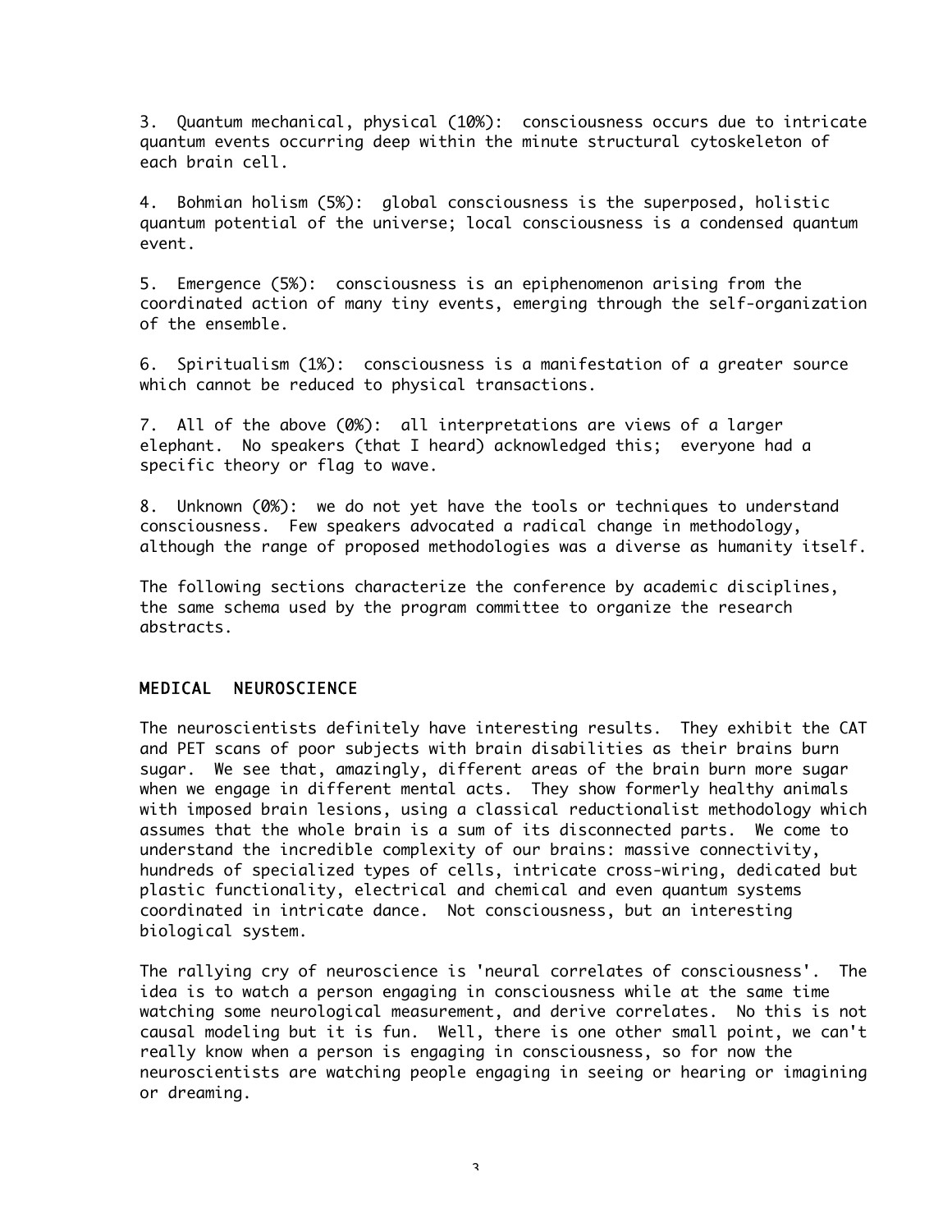3. Quantum mechanical, physical (10%): consciousness occurs due to intricate quantum events occurring deep within the minute structural cytoskeleton of each brain cell.

4. Bohmian holism (5%): global consciousness is the superposed, holistic quantum potential of the universe; local consciousness is a condensed quantum event.

5. Emergence (5%): consciousness is an epiphenomenon arising from the coordinated action of many tiny events, emerging through the self-organization of the ensemble.

6. Spiritualism (1%): consciousness is a manifestation of a greater source which cannot be reduced to physical transactions.

7. All of the above (0%): all interpretations are views of a larger elephant. No speakers (that I heard) acknowledged this; everyone had a specific theory or flag to wave.

8. Unknown (0%): we do not yet have the tools or techniques to understand consciousness. Few speakers advocated a radical change in methodology, although the range of proposed methodologies was a diverse as humanity itself.

The following sections characterize the conference by academic disciplines, the same schema used by the program committee to organize the research abstracts.

## MEDICAL NEUROSCIENCE

The neuroscientists definitely have interesting results. They exhibit the CAT and PET scans of poor subjects with brain disabilities as their brains burn sugar. We see that, amazingly, different areas of the brain burn more sugar when we engage in different mental acts. They show formerly healthy animals with imposed brain lesions, using a classical reductionalist methodology which assumes that the whole brain is a sum of its disconnected parts. We come to understand the incredible complexity of our brains: massive connectivity, hundreds of specialized types of cells, intricate cross-wiring, dedicated but plastic functionality, electrical and chemical and even quantum systems coordinated in intricate dance. Not consciousness, but an interesting biological system.

The rallying cry of neuroscience is 'neural correlates of consciousness'. The idea is to watch a person engaging in consciousness while at the same time watching some neurological measurement, and derive correlates. No this is not causal modeling but it is fun. Well, there is one other small point, we can't really know when a person is engaging in consciousness, so for now the neuroscientists are watching people engaging in seeing or hearing or imagining or dreaming.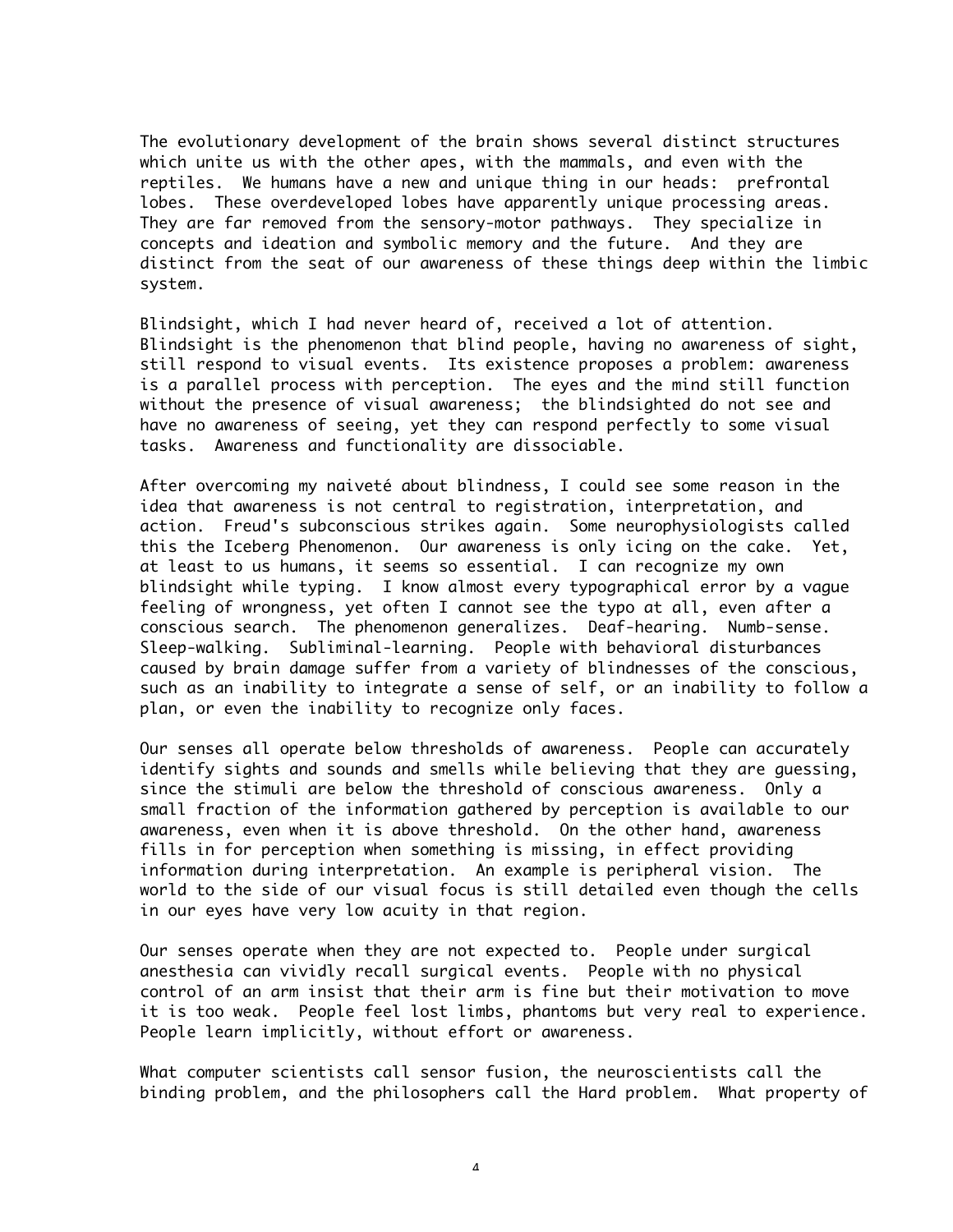The evolutionary development of the brain shows several distinct structures which unite us with the other apes, with the mammals, and even with the reptiles. We humans have a new and unique thing in our heads: prefrontal lobes. These overdeveloped lobes have apparently unique processing areas. They are far removed from the sensory-motor pathways. They specialize in concepts and ideation and symbolic memory and the future. And they are distinct from the seat of our awareness of these things deep within the limbic system.

Blindsight, which I had never heard of, received a lot of attention. Blindsight is the phenomenon that blind people, having no awareness of sight, still respond to visual events. Its existence proposes a problem: awareness is a parallel process with perception. The eyes and the mind still function without the presence of visual awareness; the blindsighted do not see and have no awareness of seeing, yet they can respond perfectly to some visual tasks. Awareness and functionality are dissociable.

After overcoming my naiveté about blindness, I could see some reason in the idea that awareness is not central to registration, interpretation, and action. Freud's subconscious strikes again. Some neurophysiologists called this the Iceberg Phenomenon. Our awareness is only icing on the cake. Yet, at least to us humans, it seems so essential. I can recognize my own blindsight while typing. I know almost every typographical error by a vague feeling of wrongness, yet often I cannot see the typo at all, even after a conscious search. The phenomenon generalizes. Deaf-hearing. Numb-sense. Sleep-walking. Subliminal-learning. People with behavioral disturbances caused by brain damage suffer from a variety of blindnesses of the conscious, such as an inability to integrate a sense of self, or an inability to follow a plan, or even the inability to recognize only faces.

Our senses all operate below thresholds of awareness. People can accurately identify sights and sounds and smells while believing that they are guessing, since the stimuli are below the threshold of conscious awareness. Only a small fraction of the information gathered by perception is available to our awareness, even when it is above threshold. On the other hand, awareness fills in for perception when something is missing, in effect providing information during interpretation. An example is peripheral vision. The world to the side of our visual focus is still detailed even though the cells in our eyes have very low acuity in that region.

Our senses operate when they are not expected to. People under surgical anesthesia can vividly recall surgical events. People with no physical control of an arm insist that their arm is fine but their motivation to move it is too weak. People feel lost limbs, phantoms but very real to experience. People learn implicitly, without effort or awareness.

What computer scientists call sensor fusion, the neuroscientists call the binding problem, and the philosophers call the Hard problem. What property of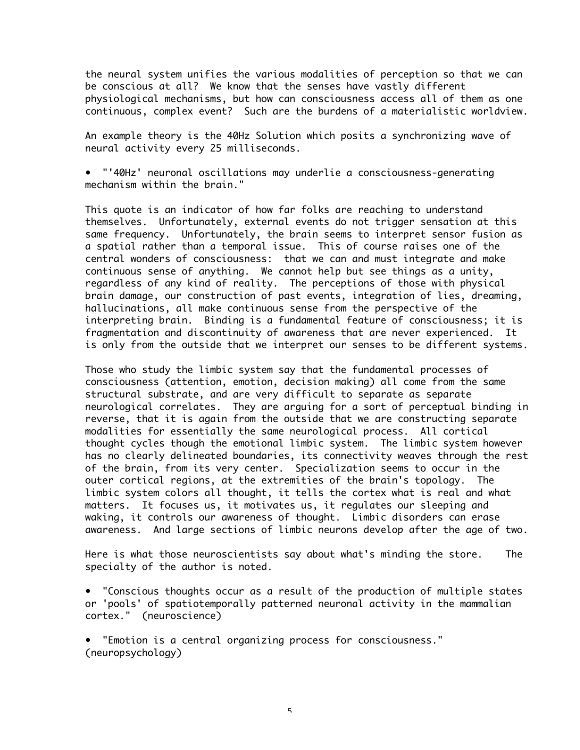the neural system unifies the various modalities of perception so that we can be conscious at all? We know that the senses have vastly different physiological mechanisms, but how can consciousness access all of them as one continuous, complex event? Such are the burdens of a materialistic worldview.

An example theory is the 40Hz Solution which posits a synchronizing wave of neural activity every 25 milliseconds.

- "'40Hz' neuronal oscillations may underlie a consciousness-generating mechanism within the brain."

This quote is an indicator of how far folks are reaching to understand themselves. Unfortunately, external events do not trigger sensation at this same frequency. Unfortunately, the brain seems to interpret sensor fusion as a spatial rather than a temporal issue. This of course raises one of the central wonders of consciousness: that we can and must integrate and make continuous sense of anything. We cannot help but see things as a unity, regardless of any kind of reality. The perceptions of those with physical brain damage, our construction of past events, integration of lies, dreaming, hallucinations, all make continuous sense from the perspective of the interpreting brain. Binding is a fundamental feature of consciousness; it is fragmentation and discontinuity of awareness that are never experienced. It is only from the outside that we interpret our senses to be different systems.

Those who study the limbic system say that the fundamental processes of consciousness (attention, emotion, decision making) all come from the same structural substrate, and are very difficult to separate as separate neurological correlates. They are arguing for a sort of perceptual binding in reverse, that it is again from the outside that we are constructing separate modalities for essentially the same neurological process. All cortical thought cycles though the emotional limbic system. The limbic system however has no clearly delineated boundaries, its connectivity weaves through the rest of the brain, from its very center. Specialization seems to occur in the outer cortical regions, at the extremities of the brain's topology. The limbic system colors all thought, it tells the cortex what is real and what matters. It focuses us, it motivates us, it regulates our sleeping and waking, it controls our awareness of thought. Limbic disorders can erase awareness. And large sections of limbic neurons develop after the age of two.

Here is what those neuroscientists say about what's minding the store. The specialty of the author is noted.

- "Conscious thoughts occur as a result of the production of multiple states or 'pools' of spatiotemporally patterned neuronal activity in the mammalian cortex." (neuroscience)

- "Emotion is a central organizing process for consciousness." (neuropsychology)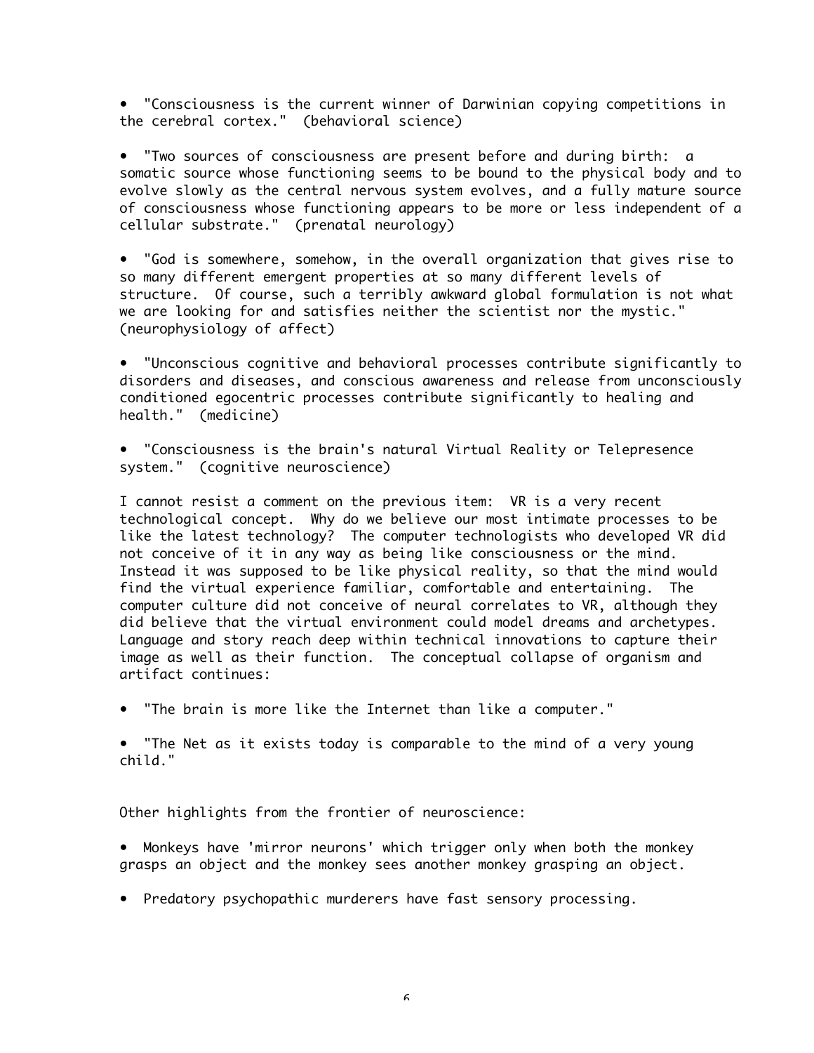- "Consciousness is the current winner of Darwinian copying competitions in the cerebral cortex." (behavioral science)

- "Two sources of consciousness are present before and during birth: a somatic source whose functioning seems to be bound to the physical body and to evolve slowly as the central nervous system evolves, and a fully mature source of consciousness whose functioning appears to be more or less independent of a cellular substrate." (prenatal neurology)

- "God is somewhere, somehow, in the overall organization that gives rise to so many different emergent properties at so many different levels of structure. Of course, such a terribly awkward global formulation is not what we are looking for and satisfies neither the scientist nor the mystic." (neurophysiology of affect)

- "Unconscious cognitive and behavioral processes contribute significantly to disorders and diseases, and conscious awareness and release from unconsciously conditioned egocentric processes contribute significantly to healing and health." (medicine)

- "Consciousness is the brain's natural Virtual Reality or Telepresence system." (cognitive neuroscience)

I cannot resist a comment on the previous item: VR is a very recent technological concept. Why do we believe our most intimate processes to be like the latest technology? The computer technologists who developed VR did not conceive of it in any way as being like consciousness or the mind. Instead it was supposed to be like physical reality, so that the mind would find the virtual experience familiar, comfortable and entertaining. The computer culture did not conceive of neural correlates to VR, although they did believe that the virtual environment could model dreams and archetypes. Language and story reach deep within technical innovations to capture their image as well as their function. The conceptual collapse of organism and artifact continues:

- "The brain is more like the Internet than like a computer."

- "The Net as it exists today is comparable to the mind of a very young child."

Other highlights from the frontier of neuroscience:

- Monkeys have 'mirror neurons' which trigger only when both the monkey grasps an object and the monkey sees another monkey grasping an object.

- Predatory psychopathic murderers have fast sensory processing.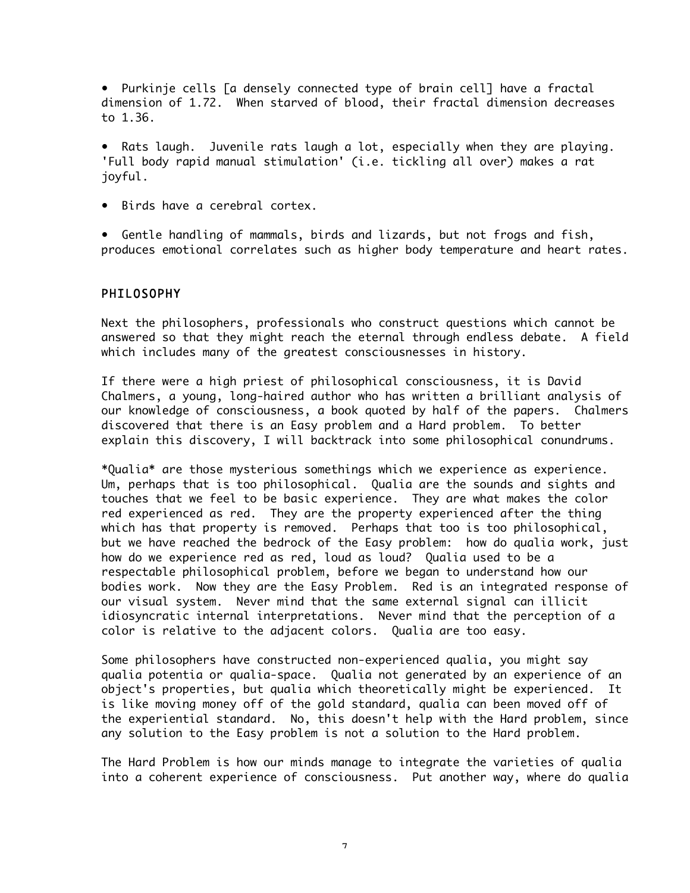• Purkinje cells [a densely connected type of brain cell] have a fractal dimension of 1.72. When starved of blood, their fractal dimension decreases to 1.36.

• Rats laugh. Juvenile rats laugh a lot, especially when they are playing. 'Full body rapid manual stimulation' (i.e. tickling all over) makes a rat joyful.

• Birds have a cerebral cortex.

• Gentle handling of mammals, birds and lizards, but not frogs and fish, produces emotional correlates such as higher body temperature and heart rates.

## PHILOSOPHY

Next the philosophers, professionals who construct questions which cannot be answered so that they might reach the eternal through endless debate. A field which includes many of the greatest consciousnesses in history.

If there were a high priest of philosophical consciousness, it is David Chalmers, a young, long-haired author who has written a brilliant analysis of our knowledge of consciousness, a book quoted by half of the papers. Chalmers discovered that there is an Easy problem and a Hard problem. To better explain this discovery, I will backtrack into some philosophical conundrums.

*Qualia* are those mysterious somethings which we experience as experience. Um, perhaps that is too philosophical. Qualia are the sounds and sights and touches that we feel to be basic experience. They are what makes the color red experienced as red. They are the property experienced after the thing which has that property is removed. Perhaps that too is too philosophical, but we have reached the bedrock of the Easy problem: how do qualia work, just how do we experience red as red, loud as loud? Qualia used to be a respectable philosophical problem, before we began to understand how our bodies work. Now they are the Easy Problem. Red is an integrated response of our visual system. Never mind that the same external signal can illicit idiosyncratic internal interpretations. Never mind that the perception of a color is relative to the adjacent colors. Qualia are too easy.

Some philosophers have constructed non-experienced qualia, you might say qualia potentia or qualia-space. Qualia not generated by an experience of an object's properties, but qualia which theoretically might be experienced. It is like moving money off of the gold standard, qualia can been moved off of the experiential standard. No, this doesn't help with the Hard problem, since any solution to the Easy problem is not a solution to the Hard problem.

The Hard Problem is how our minds manage to integrate the varieties of qualia into a coherent experience of consciousness. Put another way, where do qualia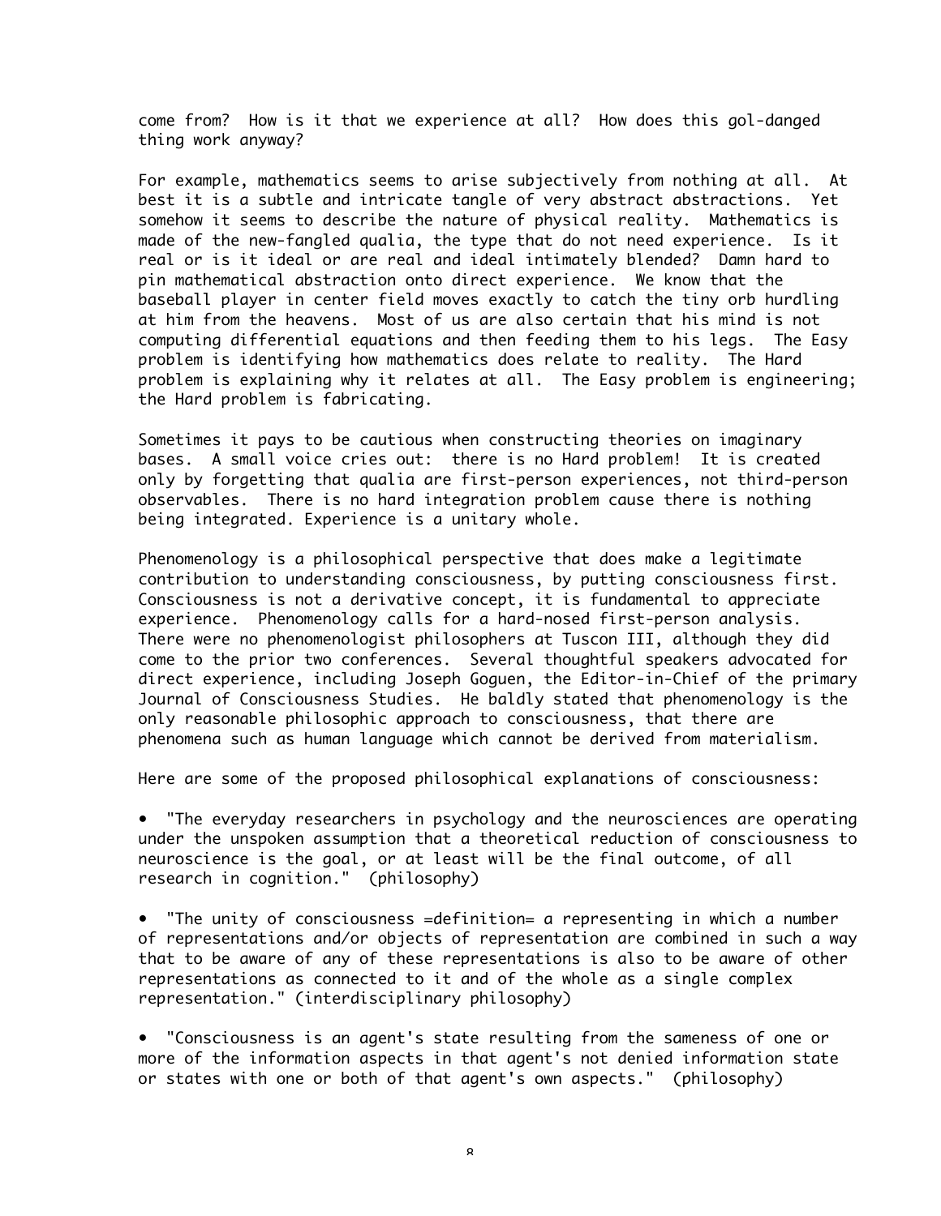come from? How is it that we experience at all? How does this gol-danged thing work anyway?

For example, mathematics seems to arise subjectively from nothing at all. At best it is a subtle and intricate tangle of very abstract abstractions. Yet somehow it seems to describe the nature of physical reality. Mathematics is made of the new-fangled qualia, the type that do not need experience. Is it real or is it ideal or are real and ideal intimately blended? Damn hard to pin mathematical abstraction onto direct experience. We know that the baseball player in center field moves exactly to catch the tiny orb hurdling at him from the heavens. Most of us are also certain that his mind is not computing differential equations and then feeding them to his legs. The Easy problem is identifying how mathematics does relate to reality. The Hard problem is explaining why it relates at all. The Easy problem is engineering; the Hard problem is fabricating.

Sometimes it pays to be cautious when constructing theories on imaginary bases. A small voice cries out: there is no Hard problem! It is created only by forgetting that qualia are first-person experiences, not third-person observables. There is no hard integration problem cause there is nothing being integrated. Experience is a unitary whole.

Phenomenology is a philosophical perspective that does make a legitimate contribution to understanding consciousness, by putting consciousness first. Consciousness is not a derivative concept, it is fundamental to appreciate experience. Phenomenology calls for a hard-nosed first-person analysis. There were no phenomenologist philosophers at Tuscon III, although they did come to the prior two conferences. Several thoughtful speakers advocated for direct experience, including Joseph Goguen, the Editor-in-Chief of the primary Journal of Consciousness Studies. He baldly stated that phenomenology is the only reasonable philosophic approach to consciousness, that there are phenomena such as human language which cannot be derived from materialism.

Here are some of the proposed philosophical explanations of consciousness:

- "The everyday researchers in psychology and the neurosciences are operating under the unspoken assumption that a theoretical reduction of consciousness to neuroscience is the goal, or at least will be the final outcome, of all research in cognition." (philosophy)

- "The unity of consciousness =definition= a representing in which a number of representations and/or objects of representation are combined in such a way that to be aware of any of these representations is also to be aware of other representations as connected to it and of the whole as a single complex representation." (interdisciplinary philosophy)

- "Consciousness is an agent's state resulting from the sameness of one or more of the information aspects in that agent's not denied information state or states with one or both of that agent's own aspects." (philosophy)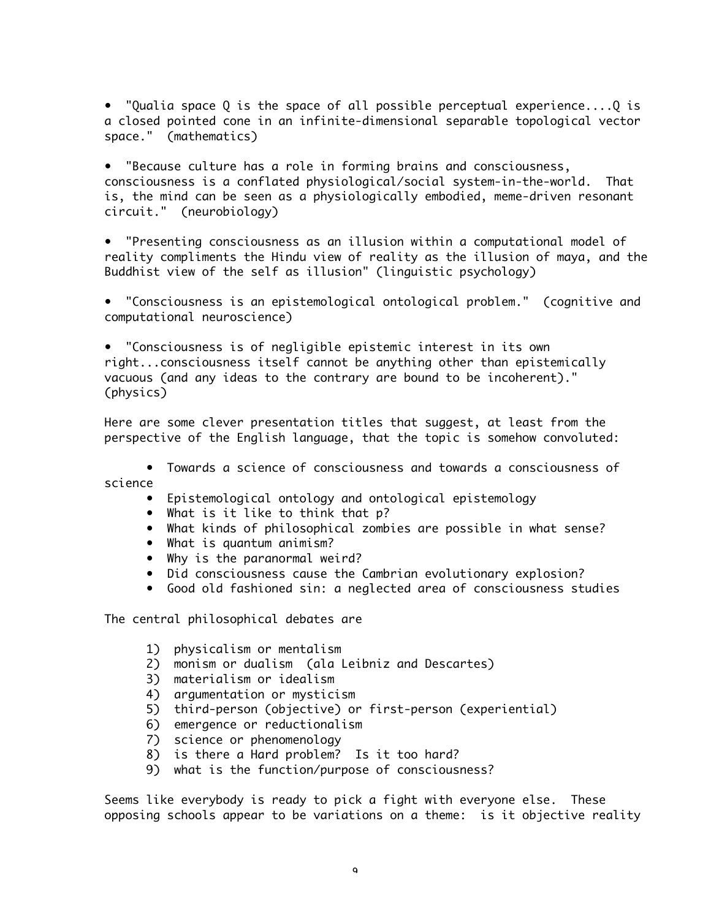- "Qualia space Q is the space of all possible perceptual experience....Q is a closed pointed cone in an infinite-dimensional separable topological vector space." (mathematics)

- "Because culture has a role in forming brains and consciousness, consciousness is a conflated physiological/social system-in-the-world. That is, the mind can be seen as a physiologically embodied, meme-driven resonant circuit." (neurobiology)

- "Presenting consciousness as an illusion within a computational model of reality compliments the Hindu view of reality as the illusion of maya, and the Buddhist view of the self as illusion" (linguistic psychology)

- "Consciousness is an epistemological ontological problem." (cognitive and computational neuroscience)

- "Consciousness is of negligible epistemic interest in its own right...consciousness itself cannot be anything other than epistemically vacuous (and any ideas to the contrary are bound to be incoherent)." (physics)

Here are some clever presentation titles that suggest, at least from the perspective of the English language, that the topic is somehow convoluted:

- Towards a science of consciousness and towards a consciousness of science
- Epistemological ontology and ontological epistemology
- What is it like to think that p?
- What kinds of philosophical zombies are possible in what sense?
- What is quantum animism?
- Why is the paranormal weird?
- Did consciousness cause the Cambrian evolutionary explosion?
- Good old fashioned sin: a neglected area of consciousness studies

The central philosophical debates are

1) physicalism or mentalism
2) monism or dualism (ala Leibniz and Descartes)
3) materialism or idealism
4) argumentation or mysticism
5) third-person (objective) or first-person (experiential)
6) emergence or reductionalism
7) science or phenomenology
8) is there a Hard problem? Is it too hard?
9) what is the function/purpose of consciousness?

Seems like everybody is ready to pick a fight with everyone else. These opposing schools appear to be variations on a theme: is it objective reality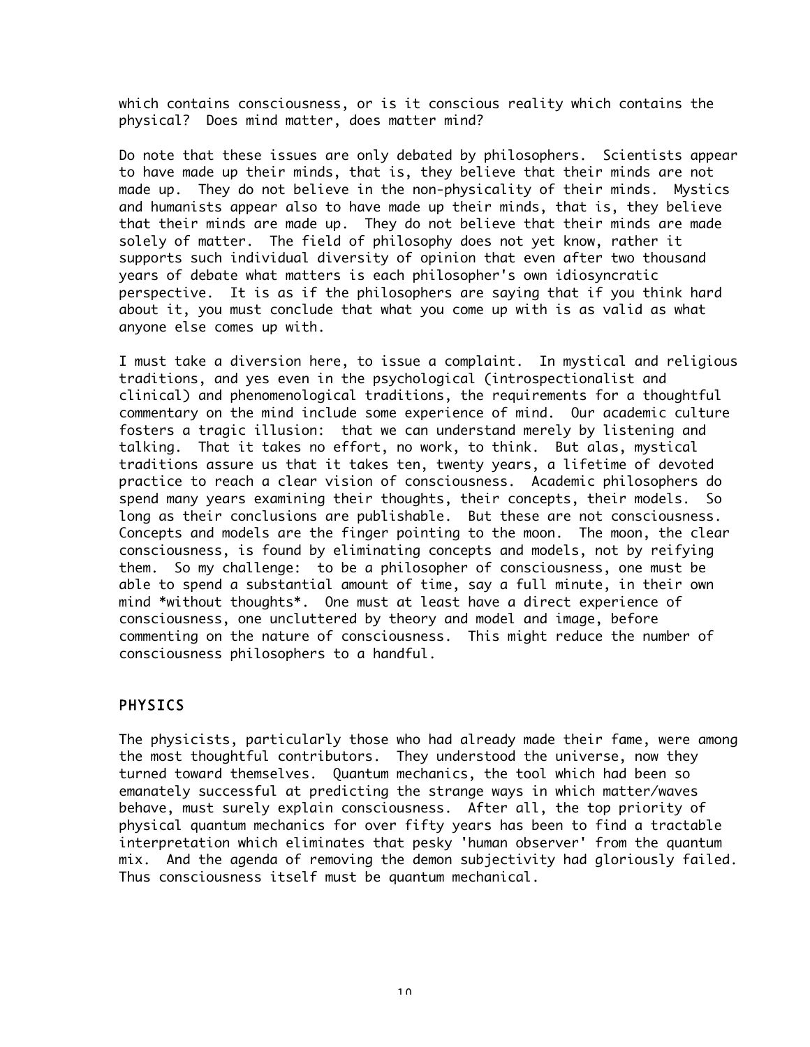which contains consciousness, or is it conscious reality which contains the physical? Does mind matter, does matter mind?

Do note that these issues are only debated by philosophers. Scientists appear to have made up their minds, that is, they believe that their minds are not made up. They do not believe in the non-physicality of their minds. Mystics and humanists appear also to have made up their minds, that is, they believe that their minds are made up. They do not believe that their minds are made solely of matter. The field of philosophy does not yet know, rather it supports such individual diversity of opinion that even after two thousand years of debate what matters is each philosopher's own idiosyncratic perspective. It is as if the philosophers are saying that if you think hard about it, you must conclude that what you come up with is as valid as what anyone else comes up with.

I must take a diversion here, to issue a complaint. In mystical and religious traditions, and yes even in the psychological (introspectionalist and clinical) and phenomenological traditions, the requirements for a thoughtful commentary on the mind include some experience of mind. Our academic culture fosters a tragic illusion: that we can understand merely by listening and talking. That it takes no effort, no work, to think. But alas, mystical traditions assure us that it takes ten, twenty years, a lifetime of devoted practice to reach a clear vision of consciousness. Academic philosophers do spend many years examining their thoughts, their concepts, their models. So long as their conclusions are publishable. But these are not consciousness. Concepts and models are the finger pointing to the moon. The moon, the clear consciousness, is found by eliminating concepts and models, not by reifying them. So my challenge: to be a philosopher of consciousness, one must be able to spend a substantial amount of time, say a full minute, in their own mind *without thoughts*. One must at least have a direct experience of consciousness, one uncluttered by theory and model and image, before commenting on the nature of consciousness. This might reduce the number of consciousness philosophers to a handful.

## PHYSICS

The physicists, particularly those who had already made their fame, were among the most thoughtful contributors. They understood the universe, now they turned toward themselves. Quantum mechanics, the tool which had been so emanately successful at predicting the strange ways in which matter/waves behave, must surely explain consciousness. After all, the top priority of physical quantum mechanics for over fifty years has been to find a tractable interpretation which eliminates that pesky 'human observer' from the quantum mix. And the agenda of removing the demon subjectivity had gloriously failed. Thus consciousness itself must be quantum mechanical.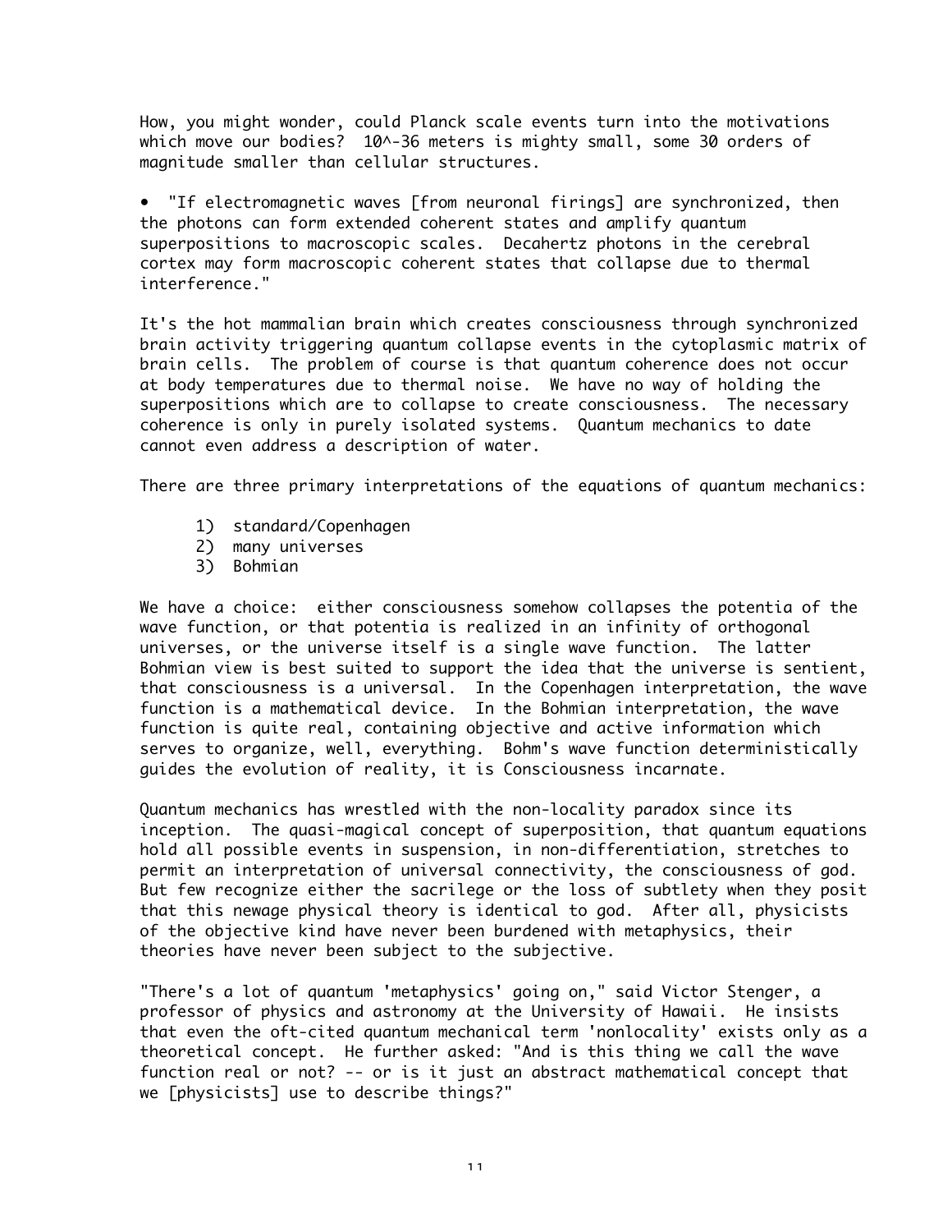How, you might wonder, could Planck scale events turn into the motivations which move our bodies? $10^{-36}$ meters is mighty small, some 30 orders of magnitude smaller than cellular structures.

- "If electromagnetic waves [from neuronal firings] are synchronized, then the photons can form extended coherent states and amplify quantum superpositions to macroscopic scales. Decahertz photons in the cerebral cortex may form macroscopic coherent states that collapse due to thermal interference."

It's the hot mammalian brain which creates consciousness through synchronized brain activity triggering quantum collapse events in the cytoplasmic matrix of brain cells. The problem of course is that quantum coherence does not occur at body temperatures due to thermal noise. We have no way of holding the superpositions which are to collapse to create consciousness. The necessary coherence is only in purely isolated systems. Quantum mechanics to date cannot even address a description of water.

There are three primary interpretations of the equations of quantum mechanics:

1) standard/Copenhagen
2) many universes
3) Bohmian

We have a choice: either consciousness somehow collapses the potentia of the wave function, or that potentia is realized in an infinity of orthogonal universes, or the universe itself is a single wave function. The latter Bohmian view is best suited to support the idea that the universe is sentient, that consciousness is a universal. In the Copenhagen interpretation, the wave function is a mathematical device. In the Bohmian interpretation, the wave function is quite real, containing objective and active information which serves to organize, well, everything. Bohm's wave function deterministically guides the evolution of reality, it is Consciousness incarnate.

Quantum mechanics has wrestled with the non-locality paradox since its inception. The quasi-magical concept of superposition, that quantum equations hold all possible events in suspension, in non-differentiation, stretches to permit an interpretation of universal connectivity, the consciousness of god. But few recognize either the sacrilege or the loss of subtlety when they posit that this newage physical theory is identical to god. After all, physicists of the objective kind have never been burdened with metaphysics, their theories have never been subject to the subjective.

"There's a lot of quantum 'metaphysics' going on," said Victor Stenger, a professor of physics and astronomy at the University of Hawaii. He insists that even the oft-cited quantum mechanical term 'nonlocality' exists only as a theoretical concept. He further asked: "And is this thing we call the wave function real or not? -- or is it just an abstract mathematical concept that we [physicists] use to describe things?"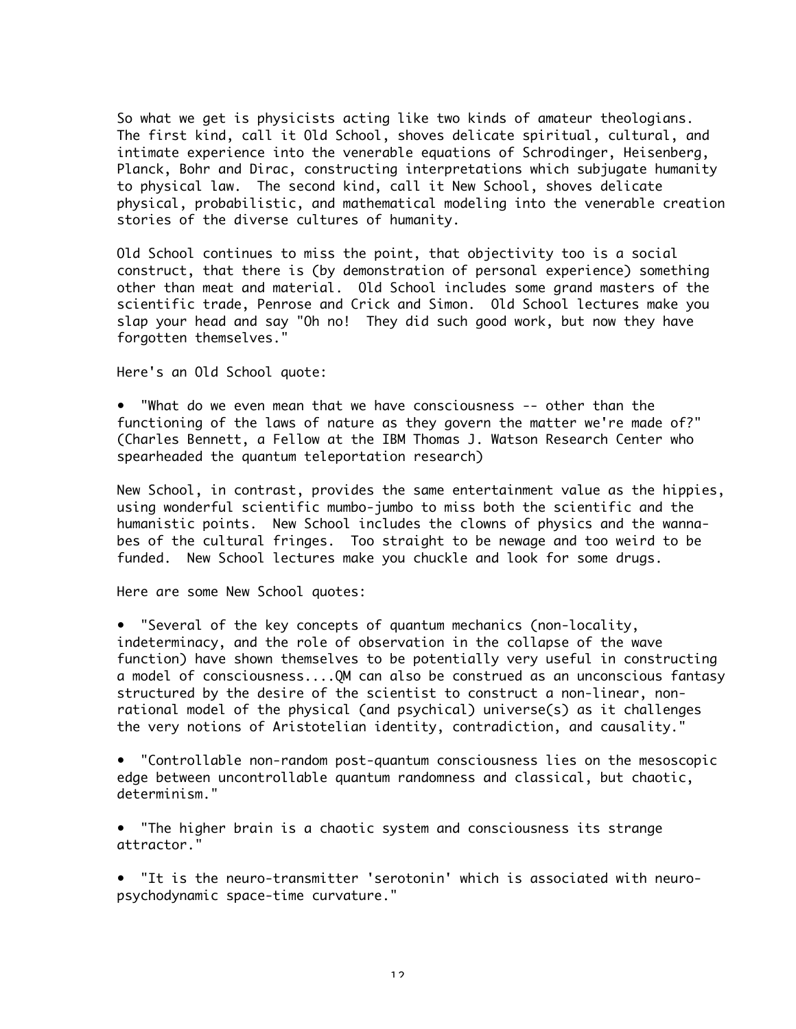So what we get is physicists acting like two kinds of amateur theologians. The first kind, call it Old School, shoves delicate spiritual, cultural, and intimate experience into the venerable equations of Schrodinger, Heisenberg, Planck, Bohr and Dirac, constructing interpretations which subjugate humanity to physical law. The second kind, call it New School, shoves delicate physical, probabilistic, and mathematical modeling into the venerable creation stories of the diverse cultures of humanity.

Old School continues to miss the point, that objectivity too is a social construct, that there is (by demonstration of personal experience) something other than meat and material. Old School includes some grand masters of the scientific trade, Penrose and Crick and Simon. Old School lectures make you slap your head and say "Oh no! They did such good work, but now they have forgotten themselves."

Here's an Old School quote:

- "What do we even mean that we have consciousness -- other than the functioning of the laws of nature as they govern the matter we're made of?" (Charles Bennett, a Fellow at the IBM Thomas J. Watson Research Center who spearheaded the quantum teleportation research)

New School, in contrast, provides the same entertainment value as the hippies, using wonderful scientific mumbo-jumbo to miss both the scientific and the humanistic points. New School includes the clowns of physics and the wanna-bes of the cultural fringes. Too straight to be newage and too weird to be funded. New School lectures make you chuckle and look for some drugs.

Here are some New School quotes:

- "Several of the key concepts of quantum mechanics (non-locality, indeterminacy, and the role of observation in the collapse of the wave function) have shown themselves to be potentially very useful in constructing a model of consciousness....QM can also be construed as an unconscious fantasy structured by the desire of the scientist to construct a non-linear, non-rational model of the physical (and psychical) universe(s) as it challenges the very notions of Aristotelian identity, contradiction, and causality."

- "Controllable non-random post-quantum consciousness lies on the mesoscopic edge between uncontrollable quantum randomness and classical, but chaotic, determinism."

- "The higher brain is a chaotic system and consciousness its strange attractor."

- "It is the neuro-transmitter 'serotonin' which is associated with neuro-psychodynamic space-time curvature."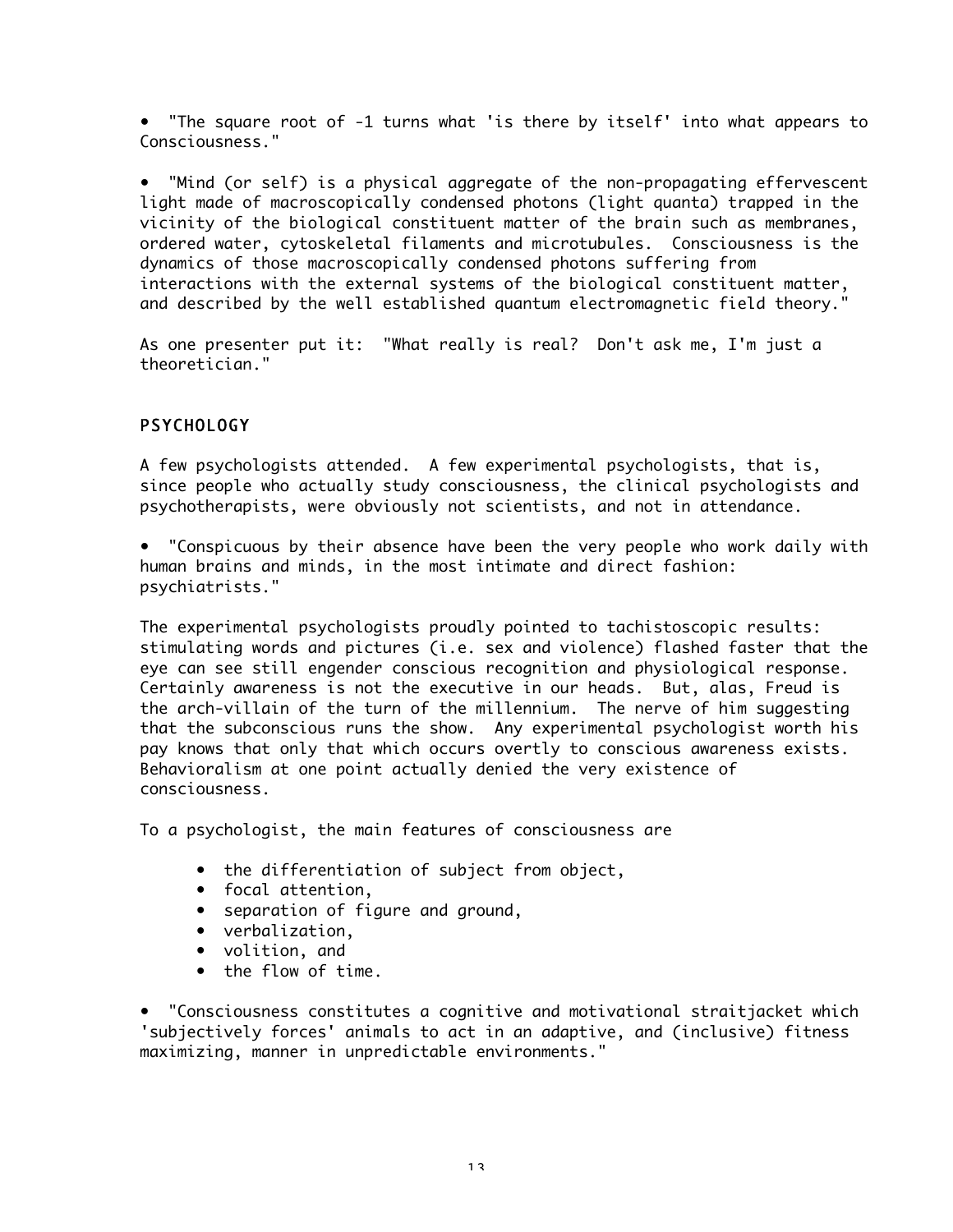• "The square root of -1 turns what 'is there by itself' into what appears to Consciousness."

• "Mind (or self) is a physical aggregate of the non-propagating effervescent light made of macroscopically condensed photons (light quanta) trapped in the vicinity of the biological constituent matter of the brain such as membranes, ordered water, cytoskeletal filaments and microtubules. Consciousness is the dynamics of those macroscopically condensed photons suffering from interactions with the external systems of the biological constituent matter, and described by the well established quantum electromagnetic field theory."

As one presenter put it: "What really is real? Don't ask me, I'm just a theoretician."

## PSYCHOLOGY

A few psychologists attended. A few experimental psychologists, that is, since people who actually study consciousness, the clinical psychologists and psychotherapists, were obviously not scientists, and not in attendance.

• "Conspicuous by their absence have been the very people who work daily with human brains and minds, in the most intimate and direct fashion: psychiatrists."

The experimental psychologists proudly pointed to tachistoscopic results: stimulating words and pictures (i.e. sex and violence) flashed faster that the eye can see still engender conscious recognition and physiological response. Certainly awareness is not the executive in our heads. But, alas, Freud is the arch-villain of the turn of the millennium. The nerve of him suggesting that the subconscious runs the show. Any experimental psychologist worth his pay knows that only that which occurs overtly to conscious awareness exists. Behavioralism at one point actually denied the very existence of consciousness.

To a psychologist, the main features of consciousness are

- the differentiation of subject from object,
- focal attention,
- separation of figure and ground,
- verbalization,
- volition, and
- the flow of time.

• "Consciousness constitutes a cognitive and motivational straitjacket which 'subjectively forces' animals to act in an adaptive, and (inclusive) fitness maximizing, manner in unpredictable environments."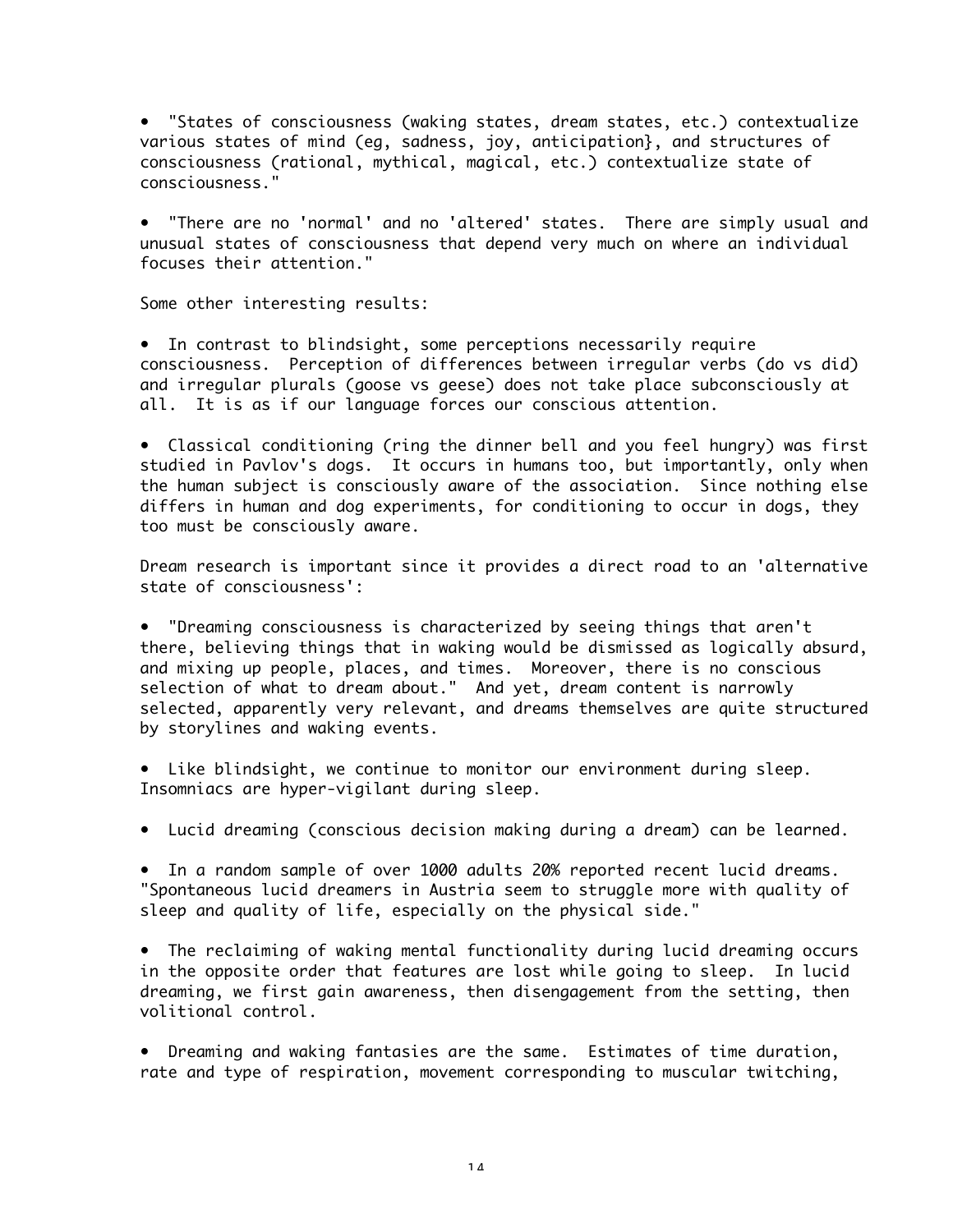- "States of consciousness (waking states, dream states, etc.) contextualize various states of mind (eg, sadness, joy, anticipation}, and structures of consciousness (rational, mythical, magical, etc.) contextualize state of consciousness."

- "There are no 'normal' and no 'altered' states. There are simply usual and unusual states of consciousness that depend very much on where an individual focuses their attention."

Some other interesting results:

- In contrast to blindsight, some perceptions necessarily require consciousness. Perception of differences between irregular verbs (do vs did) and irregular plurals (goose vs geese) does not take place subconsciously at all. It is as if our language forces our conscious attention.

- Classical conditioning (ring the dinner bell and you feel hungry) was first studied in Pavlov's dogs. It occurs in humans too, but importantly, only when the human subject is consciously aware of the association. Since nothing else differs in human and dog experiments, for conditioning to occur in dogs, they too must be consciously aware.

Dream research is important since it provides a direct road to an 'alternative state of consciousness':

- "Dreaming consciousness is characterized by seeing things that aren't there, believing things that in waking would be dismissed as logically absurd, and mixing up people, places, and times. Moreover, there is no conscious selection of what to dream about." And yet, dream content is narrowly selected, apparently very relevant, and dreams themselves are quite structured by storylines and waking events.

- Like blindsight, we continue to monitor our environment during sleep. Insomniacs are hyper-vigilant during sleep.

- Lucid dreaming (conscious decision making during a dream) can be learned.

- In a random sample of over 1000 adults 20% reported recent lucid dreams. "Spontaneous lucid dreamers in Austria seem to struggle more with quality of sleep and quality of life, especially on the physical side."

- The reclaiming of waking mental functionality during lucid dreaming occurs in the opposite order that features are lost while going to sleep. In lucid dreaming, we first gain awareness, then disengagement from the setting, then volitional control.

- Dreaming and waking fantasies are the same. Estimates of time duration, rate and type of respiration, movement corresponding to muscular twitching,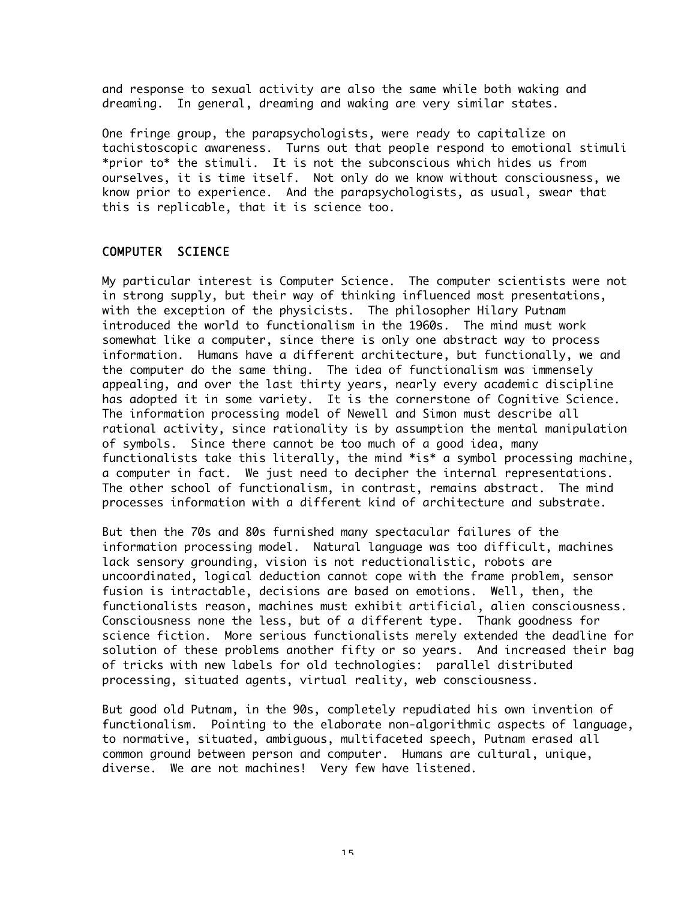and response to sexual activity are also the same while both waking and dreaming. In general, dreaming and waking are very similar states.

One fringe group, the parapsychologists, were ready to capitalize on tachistoscopic awareness. Turns out that people respond to emotional stimuli *prior to* the stimuli. It is not the subconscious which hides us from ourselves, it is time itself. Not only do we know without consciousness, we know prior to experience. And the parapsychologists, as usual, swear that this is replicable, that it is science too.

## COMPUTER SCIENCE

My particular interest is Computer Science. The computer scientists were not in strong supply, but their way of thinking influenced most presentations, with the exception of the physicists. The philosopher Hilary Putnam introduced the world to functionalism in the 1960s. The mind must work somewhat like a computer, since there is only one abstract way to process information. Humans have a different architecture, but functionally, we and the computer do the same thing. The idea of functionalism was immensely appealing, and over the last thirty years, nearly every academic discipline has adopted it in some variety. It is the cornerstone of Cognitive Science. The information processing model of Newell and Simon must describe all rational activity, since rationality is by assumption the mental manipulation of symbols. Since there cannot be too much of a good idea, many functionalists take this literally, the mind *is* a symbol processing machine, a computer in fact. We just need to decipher the internal representations. The other school of functionalism, in contrast, remains abstract. The mind processes information with a different kind of architecture and substrate.

But then the 70s and 80s furnished many spectacular failures of the information processing model. Natural language was too difficult, machines lack sensory grounding, vision is not reductionalistic, robots are uncoordinated, logical deduction cannot cope with the frame problem, sensor fusion is intractable, decisions are based on emotions. Well, then, the functionalists reason, machines must exhibit artificial, alien consciousness. Consciousness none the less, but of a different type. Thank goodness for science fiction. More serious functionalists merely extended the deadline for solution of these problems another fifty or so years. And increased their bag of tricks with new labels for old technologies: parallel distributed processing, situated agents, virtual reality, web consciousness.

But good old Putnam, in the 90s, completely repudiated his own invention of functionalism. Pointing to the elaborate non-algorithmic aspects of language, to normative, situated, ambiguous, multifaceted speech, Putnam erased all common ground between person and computer. Humans are cultural, unique, diverse. We are not machines! Very few have listened.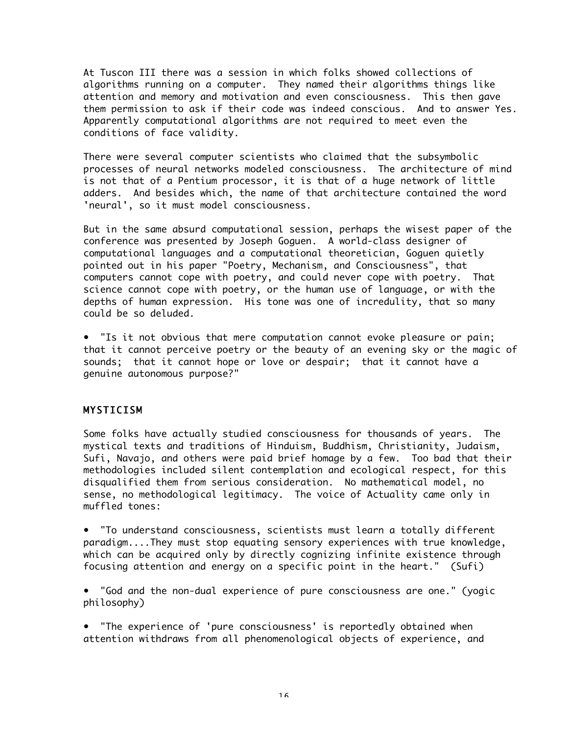At Tuscon III there was a session in which folks showed collections of algorithms running on a computer. They named their algorithms things like attention and memory and motivation and even consciousness. This then gave them permission to ask if their code was indeed conscious. And to answer Yes. Apparently computational algorithms are not required to meet even the conditions of face validity.

There were several computer scientists who claimed that the subsymbolic processes of neural networks modeled consciousness. The architecture of mind is not that of a Pentium processor, it is that of a huge network of little adders. And besides which, the name of that architecture contained the word 'neural', so it must model consciousness.

But in the same absurd computational session, perhaps the wisest paper of the conference was presented by Joseph Goguen. A world-class designer of computational languages and a computational theoretician, Goguen quietly pointed out in his paper "Poetry, Mechanism, and Consciousness", that computers cannot cope with poetry, and could never cope with poetry. That science cannot cope with poetry, or the human use of language, or with the depths of human expression. His tone was one of incredulity, that so many could be so deluded.

- "Is it not obvious that mere computation cannot evoke pleasure or pain; that it cannot perceive poetry or the beauty of an evening sky or the magic of sounds; that it cannot hope or love or despair; that it cannot have a genuine autonomous purpose?"

## MYSTICISM

Some folks have actually studied consciousness for thousands of years. The mystical texts and traditions of Hinduism, Buddhism, Christianity, Judaism, Sufi, Navajo, and others were paid brief homage by a few. Too bad that their methodologies included silent contemplation and ecological respect, for this disqualified them from serious consideration. No mathematical model, no sense, no methodological legitimacy. The voice of Actuality came only in muffled tones:

- "To understand consciousness, scientists must learn a totally different paradigm....They must stop equating sensory experiences with true knowledge, which can be acquired only by directly cognizing infinite existence through focusing attention and energy on a specific point in the heart." (Sufi)

- "God and the non-dual experience of pure consciousness are one." (yogic philosophy)

- "The experience of 'pure consciousness' is reportedly obtained when attention withdraws from all phenomenological objects of experience, and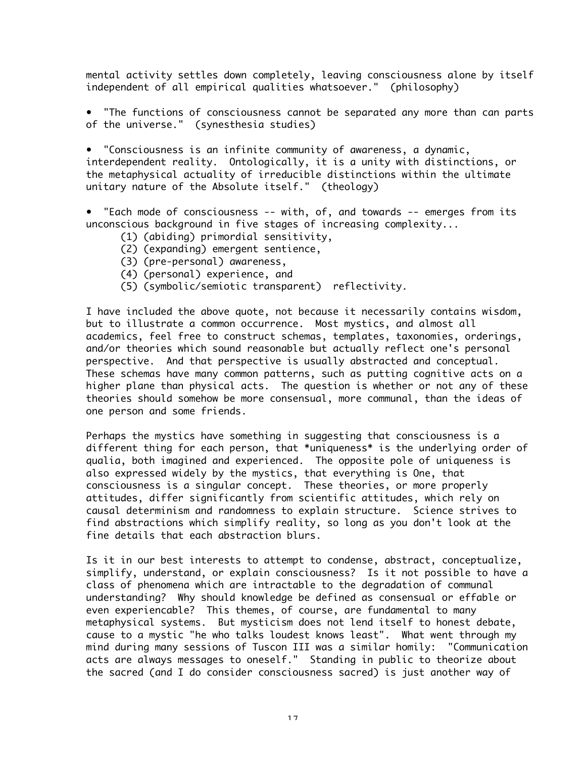mental activity settles down completely, leaving consciousness alone by itself independent of all empirical qualities whatsoever."  (philosophy)

- "The functions of consciousness cannot be separated any more than can parts of the universe."  (synesthesia studies)

- "Consciousness is an infinite community of awareness, a dynamic, interdependent reality.  Ontologically, it is a unity with distinctions, or the metaphysical actuality of irreducible distinctions within the ultimate unitary nature of the Absolute itself."  (theology)

- "Each mode of consciousness -- with, of, and towards -- emerges from its unconscious background in five stages of increasing complexity...
  - (1) (abiding) primordial sensitivity,
  - (2) (expanding) emergent sentience,
  - (3) (pre-personal) awareness,
  - (4) (personal) experience, and
  - (5) (symbolic/semiotic transparent)  reflectivity.

I have included the above quote, not because it necessarily contains wisdom, but to illustrate a common occurrence.  Most mystics, and almost all academics, feel free to construct schemas, templates, taxonomies, orderings, and/or theories which sound reasonable but actually reflect one's personal perspective.  And that perspective is usually abstracted and conceptual. These schemas have many common patterns, such as putting cognitive acts on a higher plane than physical acts.  The question is whether or not any of these theories should somehow be more consensual, more communal, than the ideas of one person and some friends.

Perhaps the mystics have something in suggesting that consciousness is a different thing for each person, that *uniqueness* is the underlying order of qualia, both imagined and experienced.  The opposite pole of uniqueness is also expressed widely by the mystics, that everything is One, that consciousness is a singular concept.  These theories, or more properly attitudes, differ significantly from scientific attitudes, which rely on causal determinism and randomness to explain structure.  Science strives to find abstractions which simplify reality, so long as you don't look at the fine details that each abstraction blurs.

Is it in our best interests to attempt to condense, abstract, conceptualize, simplify, understand, or explain consciousness?  Is it not possible to have a class of phenomena which are intractable to the degradation of communal understanding?  Why should knowledge be defined as consensual or effable or even experiencable?  This themes, of course, are fundamental to many metaphysical systems.  But mysticism does not lend itself to honest debate, cause to a mystic "he who talks loudest knows least".  What went through my mind during many sessions of Tuscon III was a similar homily:  "Communication acts are always messages to oneself."  Standing in public to theorize about the sacred (and I do consider consciousness sacred) is just another way of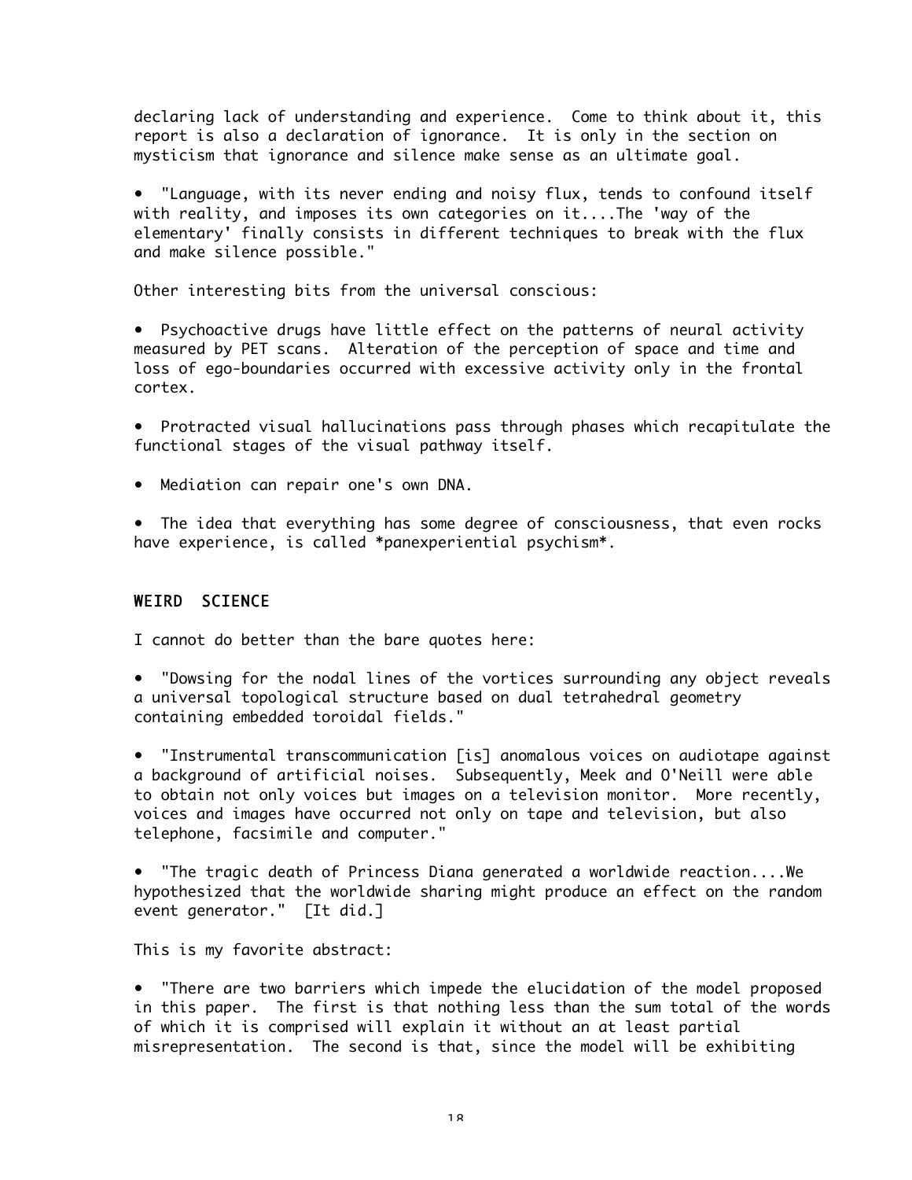declaring lack of understanding and experience. Come to think about it, this report is also a declaration of ignorance. It is only in the section on mysticism that ignorance and silence make sense as an ultimate goal.

• "Language, with its never ending and noisy flux, tends to confound itself with reality, and imposes its own categories on it....The 'way of the elementary' finally consists in different techniques to break with the flux and make silence possible."

Other interesting bits from the universal conscious:

• Psychoactive drugs have little effect on the patterns of neural activity measured by PET scans. Alteration of the perception of space and time and loss of ego-boundaries occurred with excessive activity only in the frontal cortex.

• Protracted visual hallucinations pass through phases which recapitulate the functional stages of the visual pathway itself.

• Mediation can repair one's own DNA.

• The idea that everything has some degree of consciousness, that even rocks have experience, is called *panexperiential psychism*.

## WEIRD SCIENCE

I cannot do better than the bare quotes here:

• "Dowsing for the nodal lines of the vortices surrounding any object reveals a universal topological structure based on dual tetrahedral geometry containing embedded toroidal fields."

• "Instrumental transcommunication [is] anomalous voices on audiotape against a background of artificial noises. Subsequently, Meek and O'Neill were able to obtain not only voices but images on a television monitor. More recently, voices and images have occurred not only on tape and television, but also telephone, facsimile and computer."

• "The tragic death of Princess Diana generated a worldwide reaction....We hypothesized that the worldwide sharing might produce an effect on the random event generator." [It did.]

This is my favorite abstract:

• "There are two barriers which impede the elucidation of the model proposed in this paper. The first is that nothing less than the sum total of the words of which it is comprised will explain it without an at least partial misrepresentation. The second is that, since the model will be exhibiting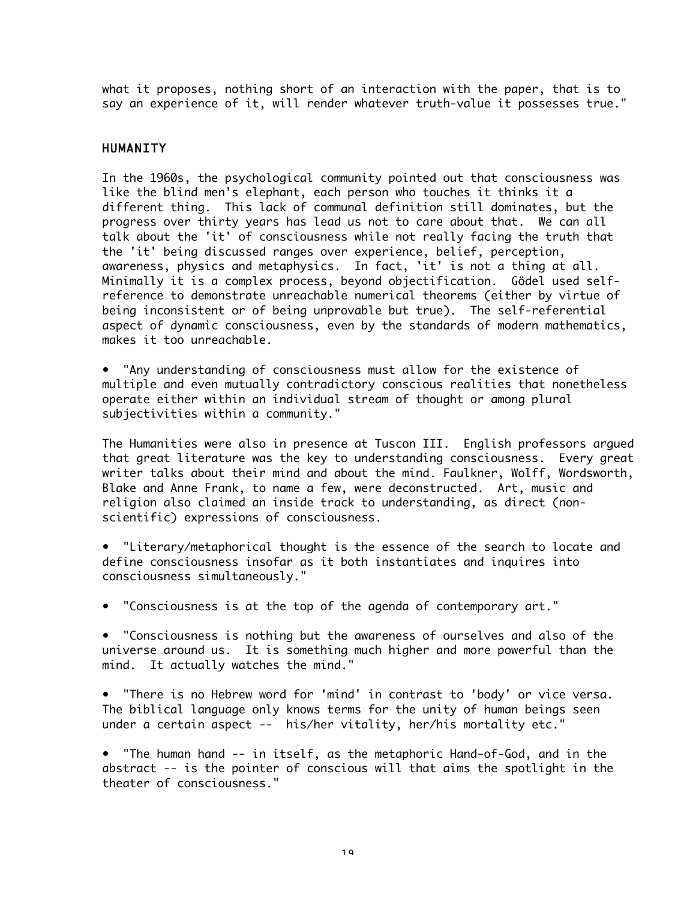what it proposes, nothing short of an interaction with the paper, that is to say an experience of it, will render whatever truth-value it possesses true."

## HUMANITY

In the 1960s, the psychological community pointed out that consciousness was like the blind men's elephant, each person who touches it thinks it a different thing. This lack of communal definition still dominates, but the progress over thirty years has lead us not to care about that. We can all talk about the 'it' of consciousness while not really facing the truth that the 'it' being discussed ranges over experience, belief, perception, awareness, physics and metaphysics. In fact, 'it' is not a thing at all. Minimally it is a complex process, beyond objectification. Gödel used self-reference to demonstrate unreachable numerical theorems (either by virtue of being inconsistent or of being unprovable but true). The self-referential aspect of dynamic consciousness, even by the standards of modern mathematics, makes it too unreachable.

- "Any understanding of consciousness must allow for the existence of multiple and even mutually contradictory conscious realities that nonetheless operate either within an individual stream of thought or among plural subjectivities within a community."

The Humanities were also in presence at Tuscon III. English professors argued that great literature was the key to understanding consciousness. Every great writer talks about their mind and about the mind. Faulkner, Wolff, Wordsworth, Blake and Anne Frank, to name a few, were deconstructed. Art, music and religion also claimed an inside track to understanding, as direct (non-scientific) expressions of consciousness.

- "Literary/metaphorical thought is the essence of the search to locate and define consciousness insofar as it both instantiates and inquires into consciousness simultaneously."

- "Consciousness is at the top of the agenda of contemporary art."

- "Consciousness is nothing but the awareness of ourselves and also of the universe around us. It is something much higher and more powerful than the mind. It actually watches the mind."

- "There is no Hebrew word for 'mind' in contrast to 'body' or vice versa. The biblical language only knows terms for the unity of human beings seen under a certain aspect -- his/her vitality, her/his mortality etc."

- "The human hand -- in itself, as the metaphoric Hand-of-God, and in the abstract -- is the pointer of conscious will that aims the spotlight in the theater of consciousness."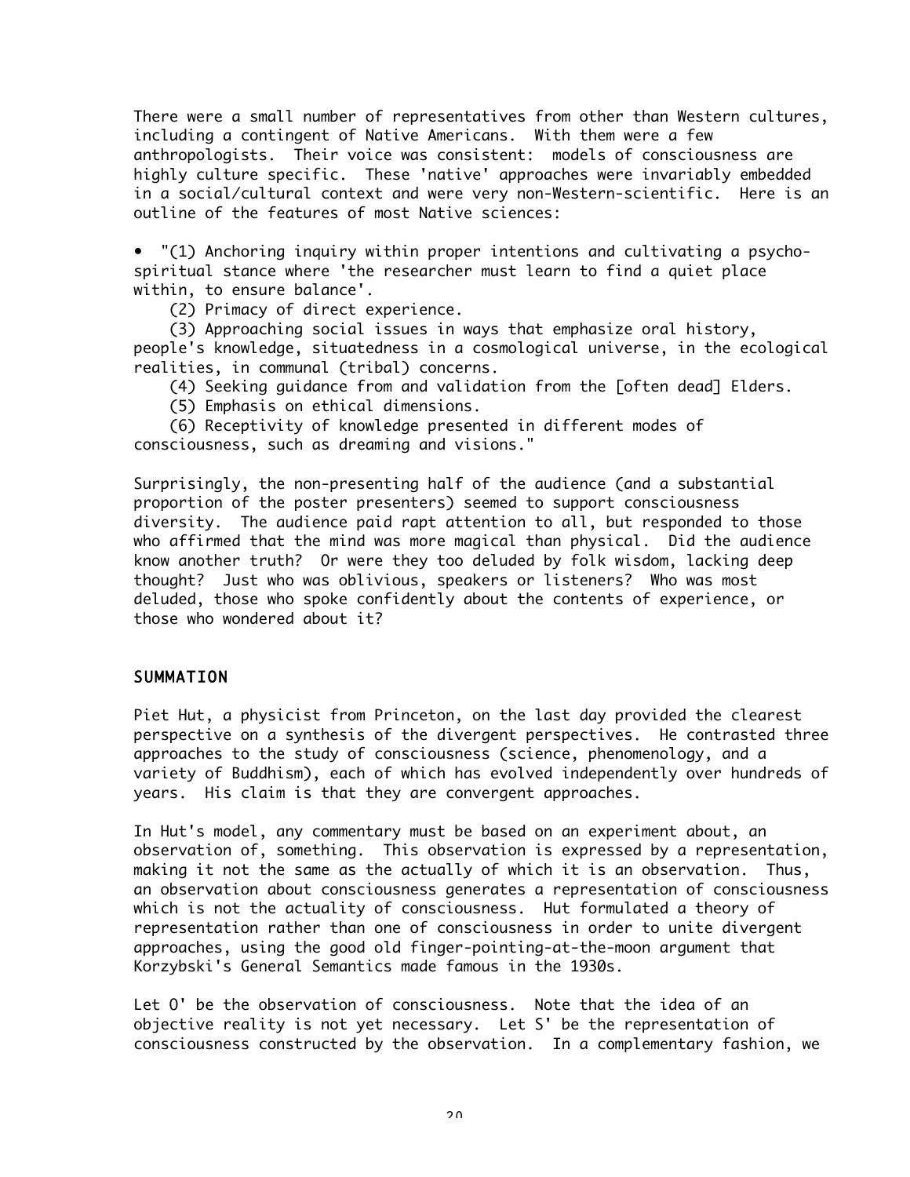There were a small number of representatives from other than Western cultures, including a contingent of Native Americans. With them were a few anthropologists. Their voice was consistent: models of consciousness are highly culture specific. These 'native' approaches were invariably embedded in a social/cultural context and were very non-Western-scientific. Here is an outline of the features of most Native sciences:

- "(1) Anchoring inquiry within proper intentions and cultivating a psycho-spiritual stance where 'the researcher must learn to find a quiet place within, to ensure balance'.

  (2) Primacy of direct experience.

  (3) Approaching social issues in ways that emphasize oral history, people's knowledge, situatedness in a cosmological universe, in the ecological realities, in communal (tribal) concerns.

  (4) Seeking guidance from and validation from the [often dead] Elders.

  (5) Emphasis on ethical dimensions.

  (6) Receptivity of knowledge presented in different modes of consciousness, such as dreaming and visions."

Surprisingly, the non-presenting half of the audience (and a substantial proportion of the poster presenters) seemed to support consciousness diversity. The audience paid rapt attention to all, but responded to those who affirmed that the mind was more magical than physical. Did the audience know another truth? Or were they too deluded by folk wisdom, lacking deep thought? Just who was oblivious, speakers or listeners? Who was most deluded, those who spoke confidently about the contents of experience, or those who wondered about it?

## SUMMATION

Piet Hut, a physicist from Princeton, on the last day provided the clearest perspective on a synthesis of the divergent perspectives. He contrasted three approaches to the study of consciousness (science, phenomenology, and a variety of Buddhism), each of which has evolved independently over hundreds of years. His claim is that they are convergent approaches.

In Hut's model, any commentary must be based on an experiment about, an observation of, something. This observation is expressed by a representation, making it not the same as the actually of which it is an observation. Thus, an observation about consciousness generates a representation of consciousness which is not the actuality of consciousness. Hut formulated a theory of representation rather than one of consciousness in order to unite divergent approaches, using the good old finger-pointing-at-the-moon argument that Korzybski's General Semantics made famous in the 1930s.

Let O' be the observation of consciousness. Note that the idea of an objective reality is not yet necessary. Let S' be the representation of consciousness constructed by the observation. In a complementary fashion, we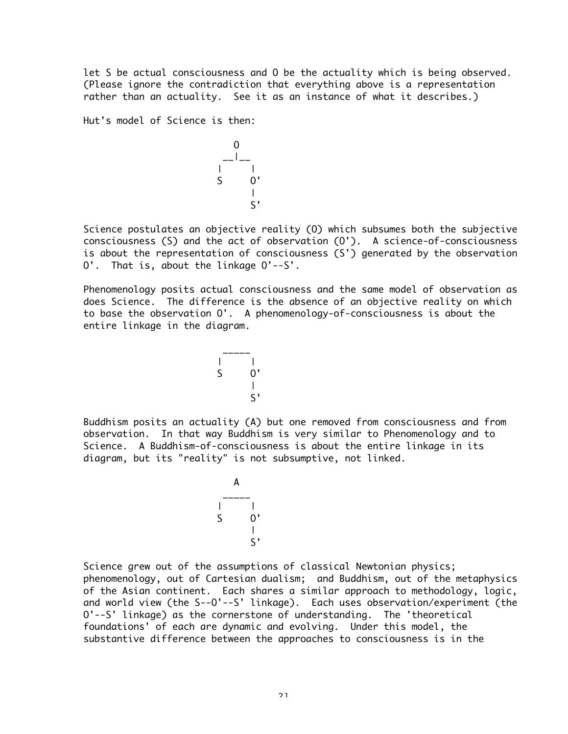let S be actual consciousness and O be the actuality which is being observed. (Please ignore the contradiction that everything above is a representation rather than an actuality. See it as an instance of what it describes.)

Hut's model of Science is then:

```
        O
      __|__
     |     |
     S     O'
           |
           S'
```

Science postulates an objective reality (O) which subsumes both the subjective consciousness (S) and the act of observation (O'). A science-of-consciousness is about the representation of consciousness (S') generated by the observation O'. That is, about the linkage O'--S'.

Phenomenology posits actual consciousness and the same model of observation as does Science. The difference is the absence of an objective reality on which to base the observation O'. A phenomenology-of-consciousness is about the entire linkage in the diagram.

```
      _____
     |     |
     S     O'
           |
           S'
```

Buddhism posits an actuality (A) but one removed from consciousness and from observation. In that way Buddhism is very similar to Phenomenology and to Science. A Buddhism-of-consciousness is about the entire linkage in its diagram, but its "reality" is not subsumptive, not linked.

```
        A
      _____
     |     |
     S     O'
           |
           S'
```

Science grew out of the assumptions of classical Newtonian physics; phenomenology, out of Cartesian dualism; and Buddhism, out of the metaphysics of the Asian continent. Each shares a similar approach to methodology, logic, and world view (the S--O'--S' linkage). Each uses observation/experiment (the O'--S' linkage) as the cornerstone of understanding. The 'theoretical foundations' of each are dynamic and evolving. Under this model, the substantive difference between the approaches to consciousness is in the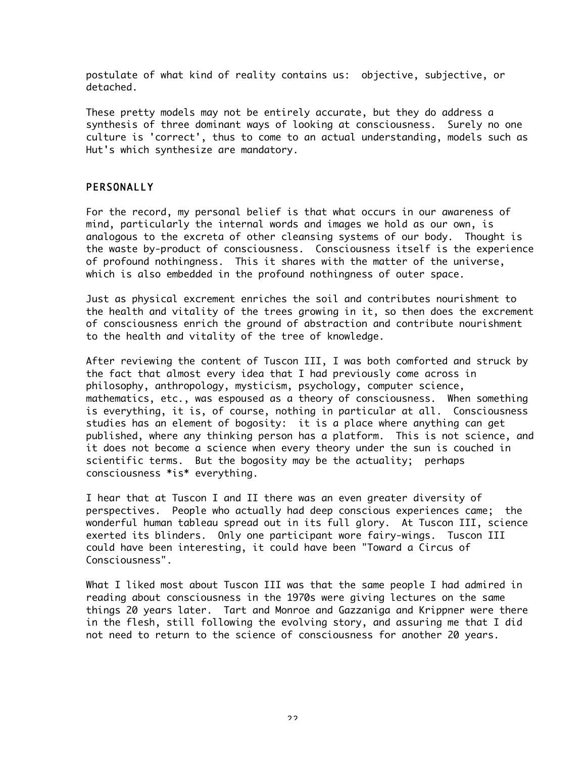postulate of what kind of reality contains us: objective, subjective, or detached.

These pretty models may not be entirely accurate, but they do address a synthesis of three dominant ways of looking at consciousness. Surely no one culture is 'correct', thus to come to an actual understanding, models such as Hut's which synthesize are mandatory.

## PERSONALLY

For the record, my personal belief is that what occurs in our awareness of mind, particularly the internal words and images we hold as our own, is analogous to the excreta of other cleansing systems of our body. Thought is the waste by-product of consciousness. Consciousness itself is the experience of profound nothingness. This it shares with the matter of the universe, which is also embedded in the profound nothingness of outer space.

Just as physical excrement enriches the soil and contributes nourishment to the health and vitality of the trees growing in it, so then does the excrement of consciousness enrich the ground of abstraction and contribute nourishment to the health and vitality of the tree of knowledge.

After reviewing the content of Tuscon III, I was both comforted and struck by the fact that almost every idea that I had previously come across in philosophy, anthropology, mysticism, psychology, computer science, mathematics, etc., was espoused as a theory of consciousness. When something is everything, it is, of course, nothing in particular at all. Consciousness studies has an element of bogosity: it is a place where anything can get published, where any thinking person has a platform. This is not science, and it does not become a science when every theory under the sun is couched in scientific terms. But the bogosity may be the actuality; perhaps consciousness *is* everything.

I hear that at Tuscon I and II there was an even greater diversity of perspectives. People who actually had deep conscious experiences came; the wonderful human tableau spread out in its full glory. At Tuscon III, science exerted its blinders. Only one participant wore fairy-wings. Tuscon III could have been interesting, it could have been "Toward a Circus of Consciousness".

What I liked most about Tuscon III was that the same people I had admired in reading about consciousness in the 1970s were giving lectures on the same things 20 years later. Tart and Monroe and Gazzaniga and Krippner were there in the flesh, still following the evolving story, and assuring me that I did not need to return to the science of consciousness for another 20 years.